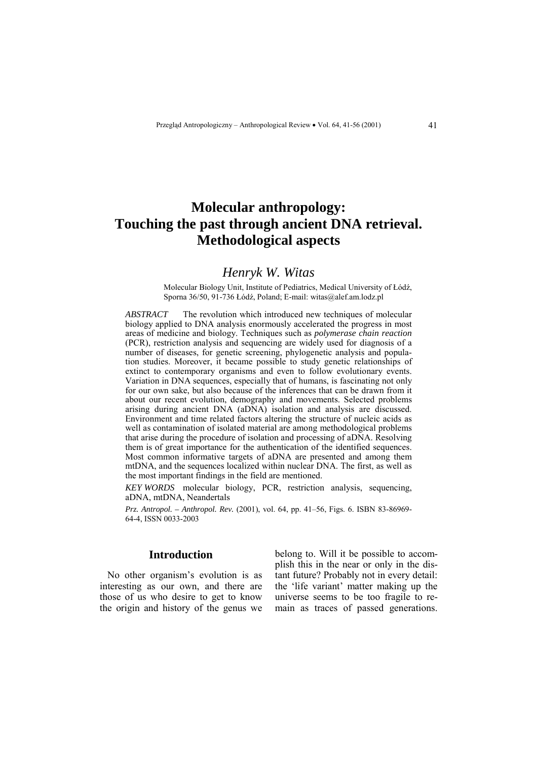# Molecular anthropology: Touching the past through ancient DNA retrieval. Methodological aspects

## *Henryk W. Witas*

Molecular Biology Unit, Institute of Pediatrics, Medical University of Łódź, Sporna 36/50, 91-736 Łódź, Poland; E-mail: witas@alef.am.lodz.pl

*ABSTRACT* The revolution which introduced new techniques of molecular biology applied to DNA analysis enormously accelerated the progress in most areas of medicine and biology. Techniques such as *polymerase chain reaction* (PCR), restriction analysis and sequencing are widely used for diagnosis of a number of diseases, for genetic screening, phylogenetic analysis and population studies. Moreover, it became possible to study genetic relationships of extinct to contemporary organisms and even to follow evolutionary events. Variation in DNA sequences, especially that of humans, is fascinating not only for our own sake, but also because of the inferences that can be drawn from it about our recent evolution, demography and movements. Selected problems arising during ancient DNA (aDNA) isolation and analysis are discussed. Environment and time related factors altering the structure of nucleic acids as well as contamination of isolated material are among methodological problems that arise during the procedure of isolation and processing of aDNA. Resolving them is of great importance for the authentication of the identified sequences. Most common informative targets of aDNA are presented and among them mtDNA, and the sequences localized within nuclear DNA. The first, as well as the most important findings in the field are mentioned.

*KEY WORDS* molecular biology, PCR, restriction analysis, sequencing, aDNA, mtDNA, Neandertals

*Prz. Antropol. – Anthropol. Rev.* (2001), vol. 64, pp. 41–56, Figs. 6. ISBN 83-86969-64-4, ISSN 0033-2003

## Introduction

No other organism's evolution is as interesting as our own, and there are those of us who desire to get to know the origin and history of the genus we belong to. Will it be possible to accomplish this in the near or only in the distant future? Probably not in every detail: the 'life variant' matter making up the universe seems to be too fragile to remain as traces of passed generations.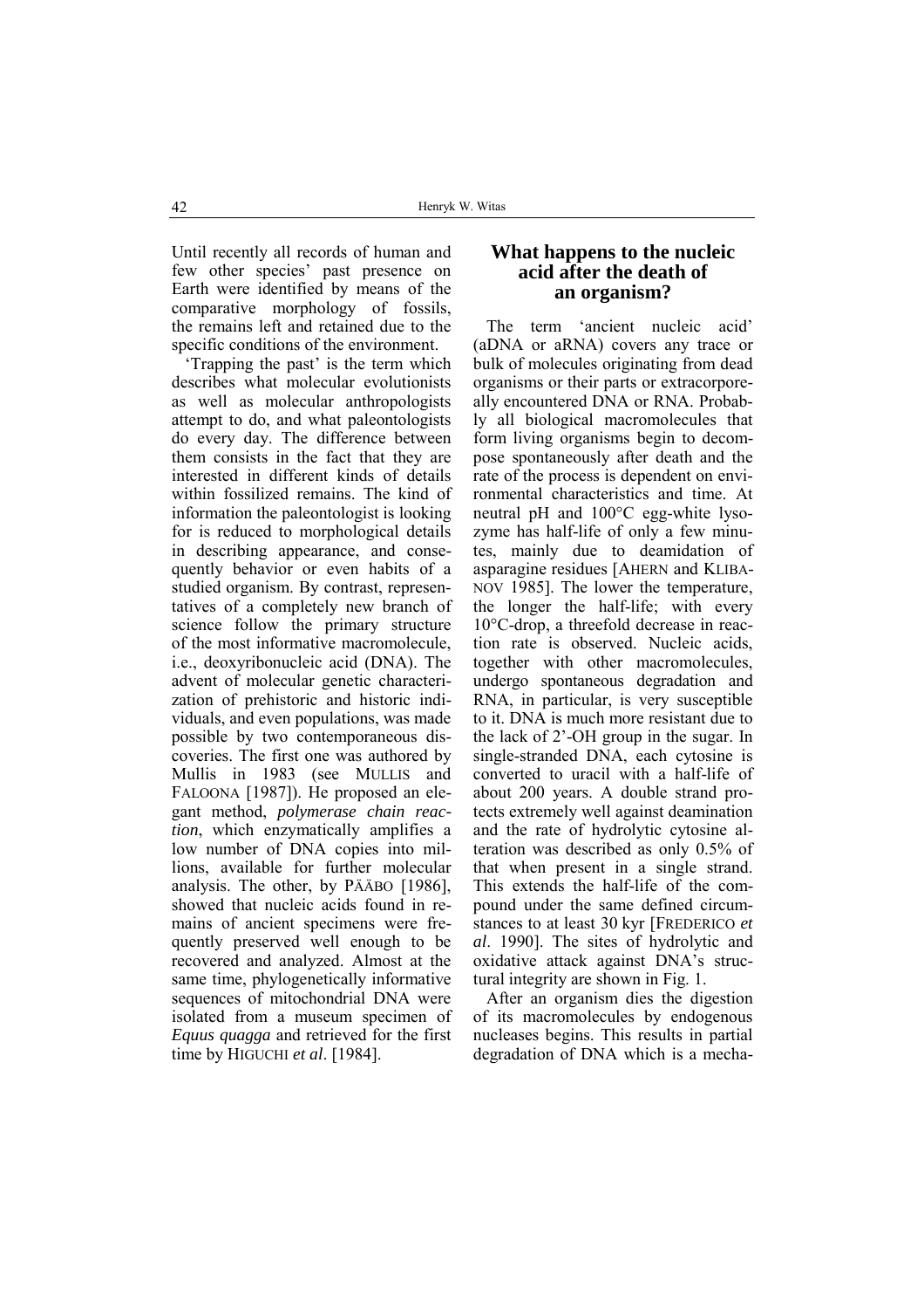Until recently all records of human and few other species' past presence on Earth were identified by means of the comparative morphology of fossils, the remains left and retained due to the specific conditions of the environment.

'Trapping the past' is the term which describes what molecular evolutionists as well as molecular anthropologists attempt to do, and what paleontologists do every day. The difference between them consists in the fact that they are interested in different kinds of details within fossilized remains. The kind of information the paleontologist is looking for is reduced to morphological details in describing appearance, and consequently behavior or even habits of a studied organism. By contrast, representatives of a completely new branch of science follow the primary structure of the most informative macromolecule, i.e., deoxyribonucleic acid (DNA). The advent of molecular genetic characterization of prehistoric and historic individuals, and even populations, was made possible by two contemporaneous discoveries. The first one was authored by Mullis in 1983 (see MULLIS and FALOONA [1987]). He proposed an elegant method, *polymerase chain reaction*, which enzymatically amplifies a low number of DNA copies into millions, available for further molecular analysis. The other, by PÄÄBO [1986], showed that nucleic acids found in remains of ancient specimens were frequently preserved well enough to be recovered and analyzed. Almost at the same time, phylogenetically informative sequences of mitochondrial DNA were isolated from a museum specimen of *Equus quagga* and retrieved for the first time by HIGUCHI *et al*. [1984].

## What happens to the nucleic acid after the death of an organism?

The term 'ancient nucleic acid' (aDNA or aRNA) covers any trace or bulk of molecules originating from dead organisms or their parts or extracorporeally encountered DNA or RNA. Probably all biological macromolecules that form living organisms begin to decompose spontaneously after death and the rate of the process is dependent on environmental characteristics and time. At neutral pH and 100°C egg-white lysozyme has half-life of only a few minutes, mainly due to deamidation of asparagine residues [AHERN and KLIBANOV 1985]. The lower the temperature, the longer the half-life; with every 10°C-drop, a threefold decrease in reaction rate is observed. Nucleic acids, together with other macromolecules, undergo spontaneous degradation and RNA, in particular, is very susceptible to it. DNA is much more resistant due to the lack of 2'-OH group in the sugar. In single-stranded DNA, each cytosine is converted to uracil with a half-life of about 200 years. A double strand protects extremely well against deamination and the rate of hydrolytic cytosine alteration was described as only 0.5% of that when present in a single strand. This extends the half-life of the compound under the same defined circumstances to at least 30 kyr [FREDERICO *et al*. 1990]. The sites of hydrolytic and oxidative attack against DNA's structural integrity are shown in Fig. 1.

After an organism dies the digestion of its macromolecules by endogenous nucleases begins. This results in partial degradation of DNA which is a mecha-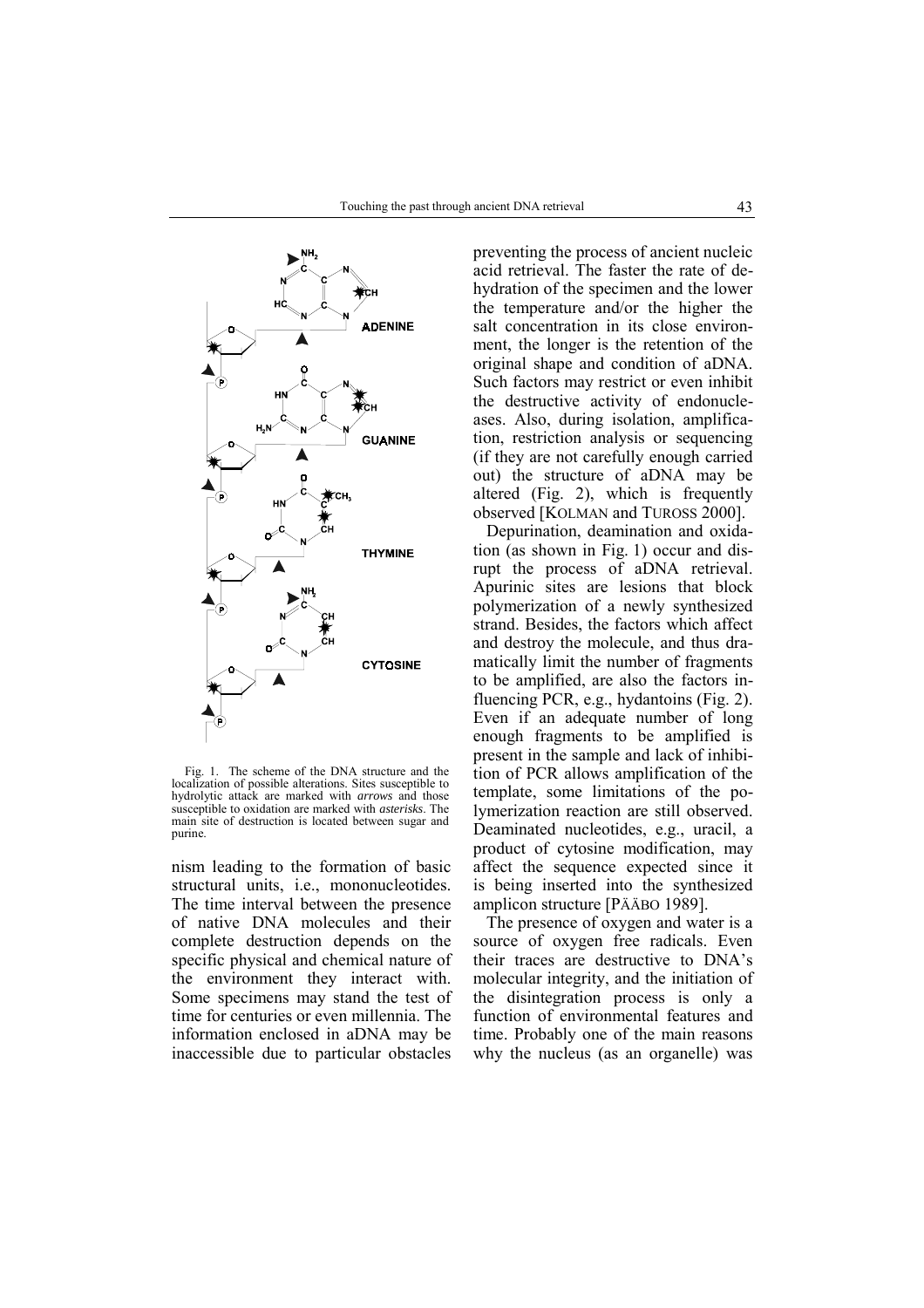Fig. 1. The scheme of the DNA structure and the localization of possible alterations. Sites susceptible to hydrolytic attack are marked with *arrows* and those susceptible to oxidation are marked with *asterisks*. The main site of destruction is located between sugar and purine.

nism leading to the formation of basic structural units, i.e., mononucleotides. The time interval between the presence of native DNA molecules and their complete destruction depends on the specific physical and chemical nature of the environment they interact with. Some specimens may stand the test of time for centuries or even millennia. The information enclosed in aDNA may be inaccessible due to particular obstacles preventing the process of ancient nucleic acid retrieval. The faster the rate of dehydration of the specimen and the lower the temperature and/or the higher the salt concentration in its close environment, the longer is the retention of the original shape and condition of aDNA. Such factors may restrict or even inhibit the destructive activity of endonucleases. Also, during isolation, amplification, restriction analysis or sequencing (if they are not carefully enough carried out) the structure of aDNA may be altered (Fig. 2), which is frequently observed [KOLMAN and TUROSS 2000].

Depurination, deamination and oxidation (as shown in Fig. 1) occur and disrupt the process of aDNA retrieval. Apurinic sites are lesions that block polymerization of a newly synthesized strand. Besides, the factors which affect and destroy the molecule, and thus dramatically limit the number of fragments to be amplified, are also the factors influencing PCR, e.g., hydantoins (Fig. 2). Even if an adequate number of long enough fragments to be amplified is present in the sample and lack of inhibition of PCR allows amplification of the template, some limitations of the polymerization reaction are still observed. Deaminated nucleotides, e.g., uracil, a product of cytosine modification, may affect the sequence expected since it is being inserted into the synthesized amplicon structure [PÄÄBO 1989].

The presence of oxygen and water is a source of oxygen free radicals. Even their traces are destructive to DNA's molecular integrity, and the initiation of the disintegration process is only a function of environmental features and time. Probably one of the main reasons why the nucleus (as an organelle) was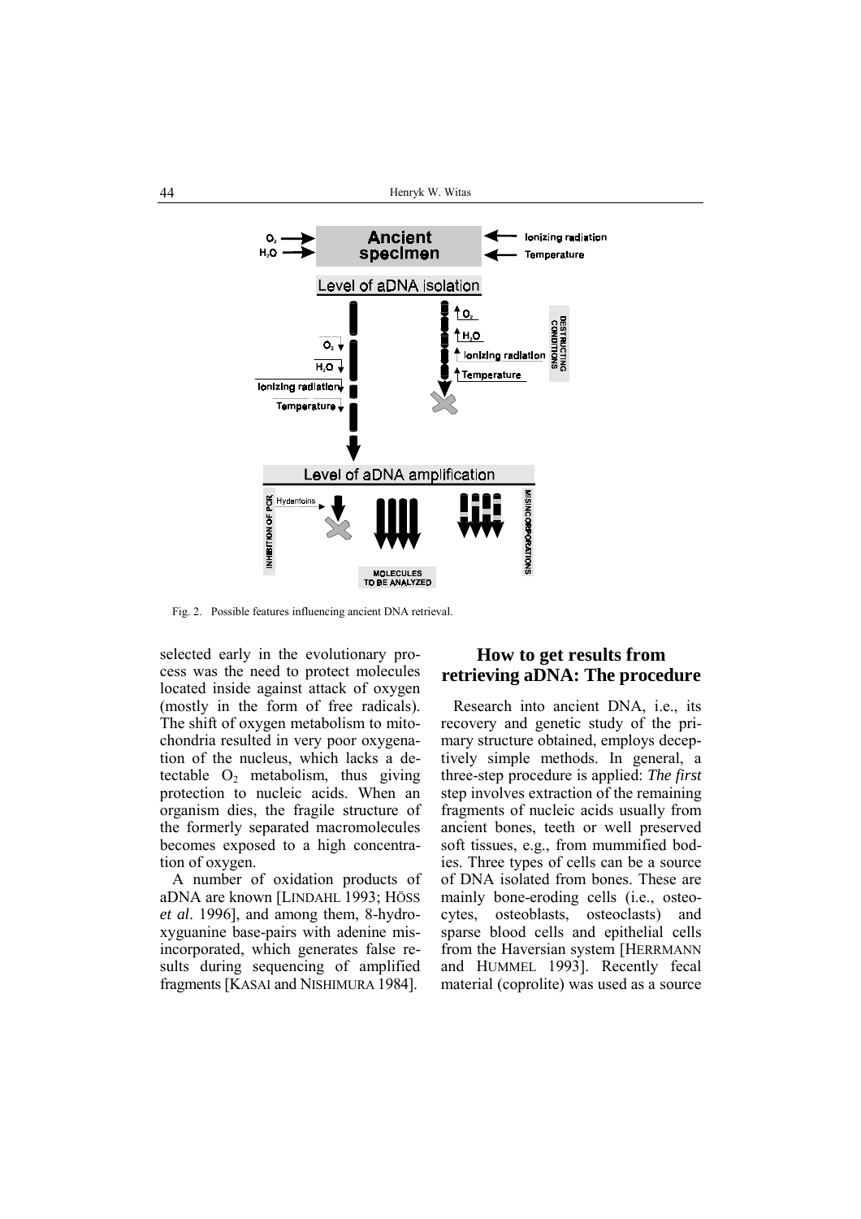Fig. 2. Possible features influencing ancient DNA retrieval.

selected early in the evolutionary process was the need to protect molecules located inside against attack of oxygen (mostly in the form of free radicals). The shift of oxygen metabolism to mitochondria resulted in very poor oxygenation of the nucleus, which lacks a detectable $O_2$ metabolism, thus giving protection to nucleic acids. When an organism dies, the fragile structure of the formerly separated macromolecules becomes exposed to a high concentration of oxygen.

A number of oxidation products of aDNA are known [LINDAHL 1993; HÖSS *et al*. 1996], and among them, 8-hydroxyguanine base-pairs with adenine misincorporated, which generates false results during sequencing of amplified fragments [KASAI and NISHIMURA 1984].

## How to get results from retrieving aDNA: The procedure

Research into ancient DNA, i.e., its recovery and genetic study of the primary structure obtained, employs deceptively simple methods. In general, a three-step procedure is applied: *The first* step involves extraction of the remaining fragments of nucleic acids usually from ancient bones, teeth or well preserved soft tissues, e.g., from mummified bodies. Three types of cells can be a source of DNA isolated from bones. These are mainly bone-eroding cells (i.e., osteocytes, osteoblasts, osteoclasts) and sparse blood cells and epithelial cells from the Haversian system [HERRMANN and HUMMEL 1993]. Recently fecal material (coprolite) was used as a source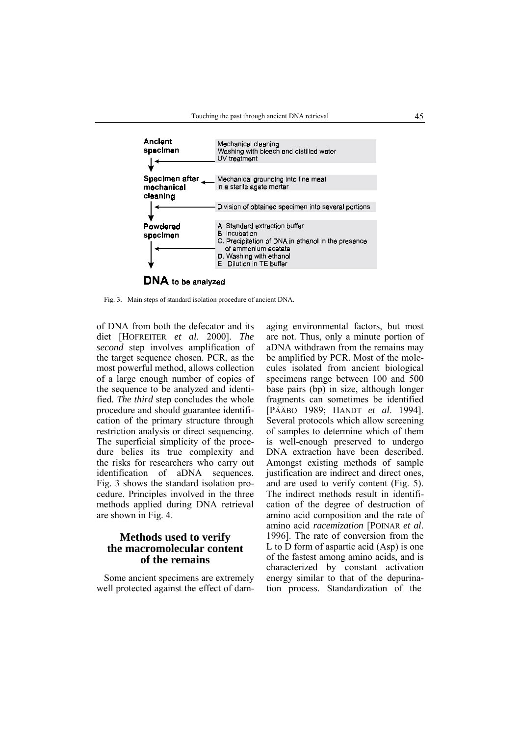Ancient specimen

- Mechanical cleaning
- Washing with bleach and distilled water
- UV treatment

Specimen after mechanical cleaning

- Mechanical grounding into fine meal in a sterile agate mortar
- Division of obtained specimen into several portions

Powdered specimen

- A. Standard extraction buffer
- B. Incubation
- C. Precipitation of DNA in ethanol in the presence of ammonium acetate
- D. Washing with ethanol
- E. Dilution in TE buffer

**DNA** to be analyzed

Fig. 3. Main steps of standard isolation procedure of ancient DNA.

of DNA from both the defecator and its diet [HOFREITER *et al*. 2000]. *The second* step involves amplification of the target sequence chosen. PCR, as the most powerful method, allows collection of a large enough number of copies of the sequence to be analyzed and identified. *The third* step concludes the whole procedure and should guarantee identification of the primary structure through restriction analysis or direct sequencing. The superficial simplicity of the procedure belies its true complexity and the risks for researchers who carry out identification of aDNA sequences. Fig. 3 shows the standard isolation procedure. Principles involved in the three methods applied during DNA retrieval are shown in Fig. 4.

## Methods used to verify the macromolecular content of the remains

Some ancient specimens are extremely well protected against the effect of damaging environmental factors, but most are not. Thus, only a minute portion of aDNA withdrawn from the remains may be amplified by PCR. Most of the molecules isolated from ancient biological specimens range between 100 and 500 base pairs (bp) in size, although longer fragments can sometimes be identified [PÄÄBO 1989; HANDT *et al*. 1994]. Several protocols which allow screening of samples to determine which of them is well-enough preserved to undergo DNA extraction have been described. Amongst existing methods of sample justification are indirect and direct ones, and are used to verify content (Fig. 5). The indirect methods result in identification of the degree of destruction of amino acid composition and the rate of amino acid *racemization* [POINAR *et al*. 1996]. The rate of conversion from the L to D form of aspartic acid (Asp) is one of the fastest among amino acids, and is characterized by constant activation energy similar to that of the depurination process. Standardization of the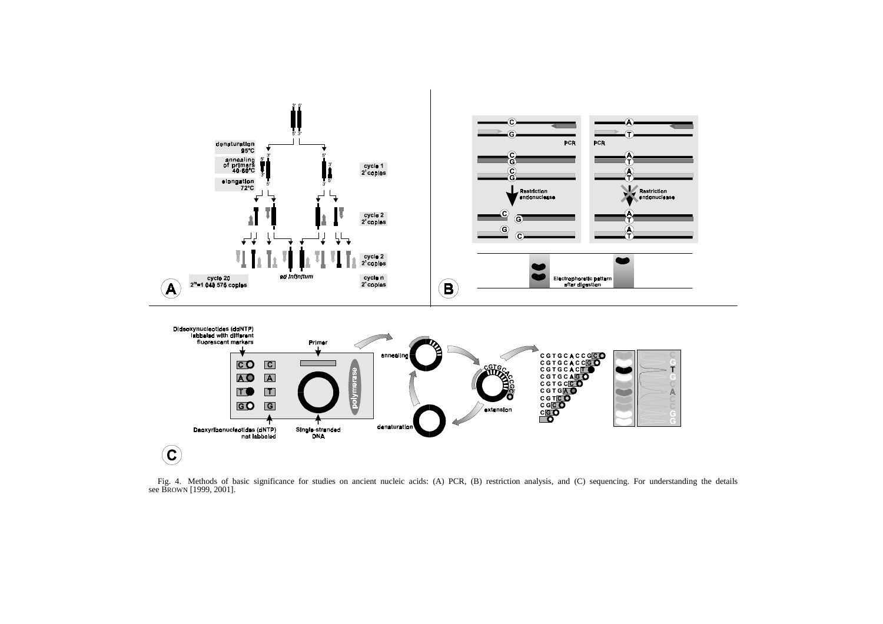Fig. 4. Methods of basic significance for studies on ancient nucleic acids: (A) PCR, (B) restriction analysis, and (C) sequencing. For understanding the details see BROWN [1999, 2001].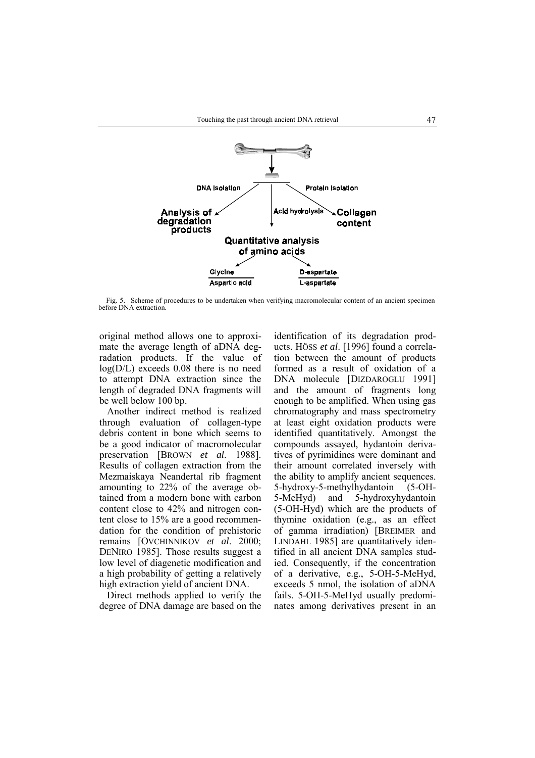Fig. 5. Scheme of procedures to be undertaken when verifying macromolecular content of an ancient specimen before DNA extraction.

original method allows one to approximate the average length of aDNA degradation products. If the value of log(D/L) exceeds 0.08 there is no need to attempt DNA extraction since the length of degraded DNA fragments will be well below 100 bp.

Another indirect method is realized through evaluation of collagen-type debris content in bone which seems to be a good indicator of macromolecular preservation [BROWN *et al*. 1988]. Results of collagen extraction from the Mezmaiskaya Neandertal rib fragment amounting to 22% of the average obtained from a modern bone with carbon content close to 42% and nitrogen content close to 15% are a good recommendation for the condition of prehistoric remains [OVCHINNIKOV *et al*. 2000; DENIRO 1985]. Those results suggest a low level of diagenetic modification and a high probability of getting a relatively high extraction yield of ancient DNA.

Direct methods applied to verify the degree of DNA damage are based on the identification of its degradation products. HÖSS *et al*. [1996] found a correlation between the amount of products formed as a result of oxidation of a DNA molecule [DIZDAROGLU 1991] and the amount of fragments long enough to be amplified. When using gas chromatography and mass spectrometry at least eight oxidation products were identified quantitatively. Amongst the compounds assayed, hydantoin derivatives of pyrimidines were dominant and their amount correlated inversely with the ability to amplify ancient sequences. 5-hydroxy-5-methylhydantoin (5-OH-5-MeHyd) and 5-hydroxyhydantoin (5-OH-Hyd) which are the products of thymine oxidation (e.g., as an effect of gamma irradiation) [BREIMER and LINDAHL 1985] are quantitatively identified in all ancient DNA samples studied. Consequently, if the concentration of a derivative, e.g., 5-OH-5-MeHyd, exceeds 5 nmol, the isolation of aDNA fails. 5-OH-5-MeHyd usually predominates among derivatives present in an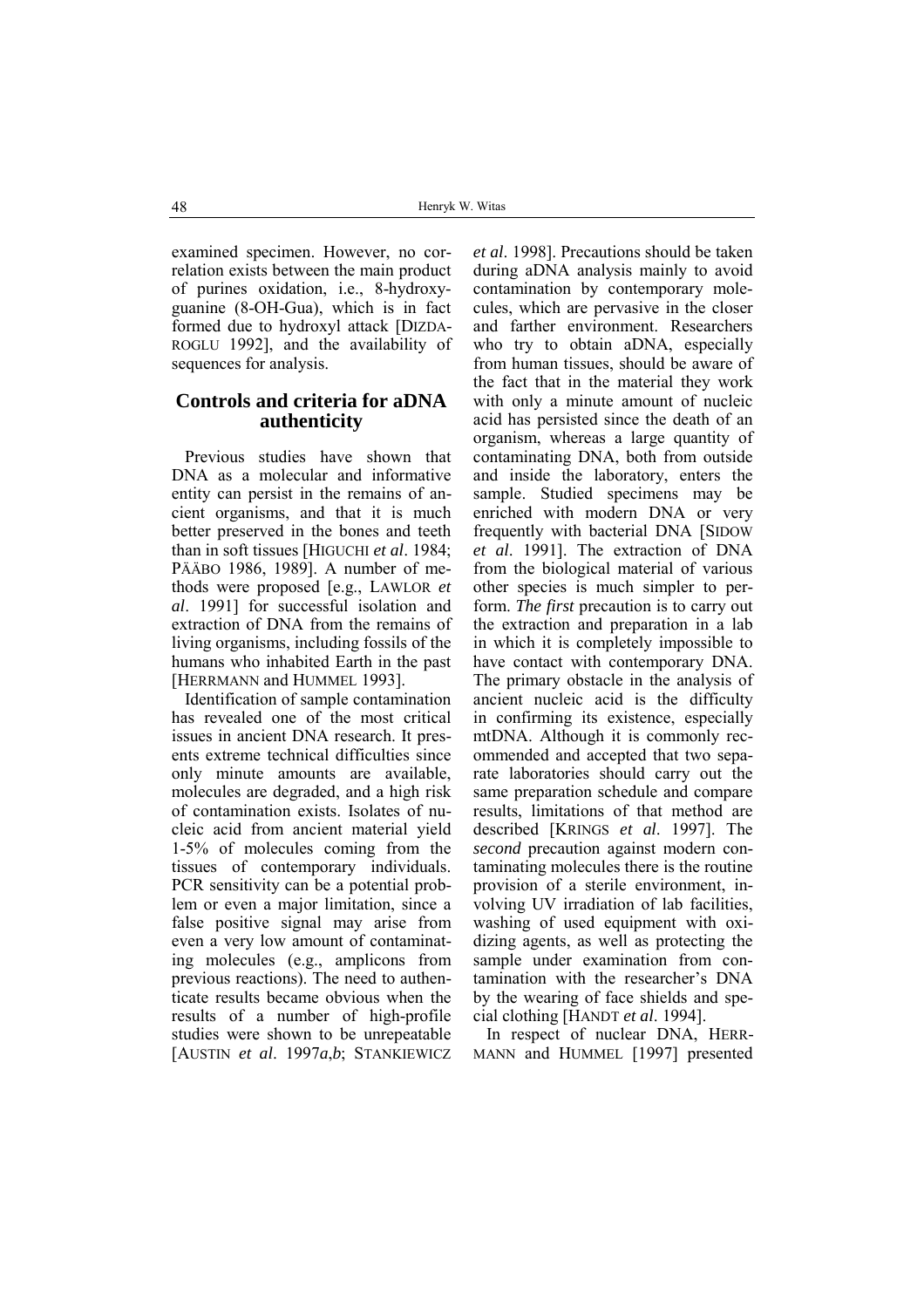examined specimen. However, no correlation exists between the main product of purines oxidation, i.e., 8-hydroxyguanine (8-OH-Gua), which is in fact formed due to hydroxyl attack [DIZDAROGLU 1992], and the availability of sequences for analysis.

## Controls and criteria for aDNA authenticity

Previous studies have shown that DNA as a molecular and informative entity can persist in the remains of ancient organisms, and that it is much better preserved in the bones and teeth than in soft tissues [HIGUCHI *et al*. 1984; PÄÄBO 1986, 1989]. A number of methods were proposed [e.g., LAWLOR *et al*. 1991] for successful isolation and extraction of DNA from the remains of living organisms, including fossils of the humans who inhabited Earth in the past [HERRMANN and HUMMEL 1993].

Identification of sample contamination has revealed one of the most critical issues in ancient DNA research. It presents extreme technical difficulties since only minute amounts are available, molecules are degraded, and a high risk of contamination exists. Isolates of nucleic acid from ancient material yield 1-5% of molecules coming from the tissues of contemporary individuals. PCR sensitivity can be a potential problem or even a major limitation, since a false positive signal may arise from even a very low amount of contaminating molecules (e.g., amplicons from previous reactions). The need to authenticate results became obvious when the results of a number of high-profile studies were shown to be unrepeatable [AUSTIN *et al*. 1997*a*,*b*; STANKIEWICZ *et al*. 1998]. Precautions should be taken during aDNA analysis mainly to avoid contamination by contemporary molecules, which are pervasive in the closer and farther environment. Researchers who try to obtain aDNA, especially from human tissues, should be aware of the fact that in the material they work with only a minute amount of nucleic acid has persisted since the death of an organism, whereas a large quantity of contaminating DNA, both from outside and inside the laboratory, enters the sample. Studied specimens may be enriched with modern DNA or very frequently with bacterial DNA [SIDOW *et al*. 1991]. The extraction of DNA from the biological material of various other species is much simpler to perform. *The first* precaution is to carry out the extraction and preparation in a lab in which it is completely impossible to have contact with contemporary DNA. The primary obstacle in the analysis of ancient nucleic acid is the difficulty in confirming its existence, especially mtDNA. Although it is commonly recommended and accepted that two separate laboratories should carry out the same preparation schedule and compare results, limitations of that method are described [KRINGS *et al*. 1997]. The *second* precaution against modern contaminating molecules there is the routine provision of a sterile environment, involving UV irradiation of lab facilities, washing of used equipment with oxidizing agents, as well as protecting the sample under examination from contamination with the researcher's DNA by the wearing of face shields and special clothing [HANDT *et al*. 1994].

In respect of nuclear DNA, HERRMANN and HUMMEL [1997] presented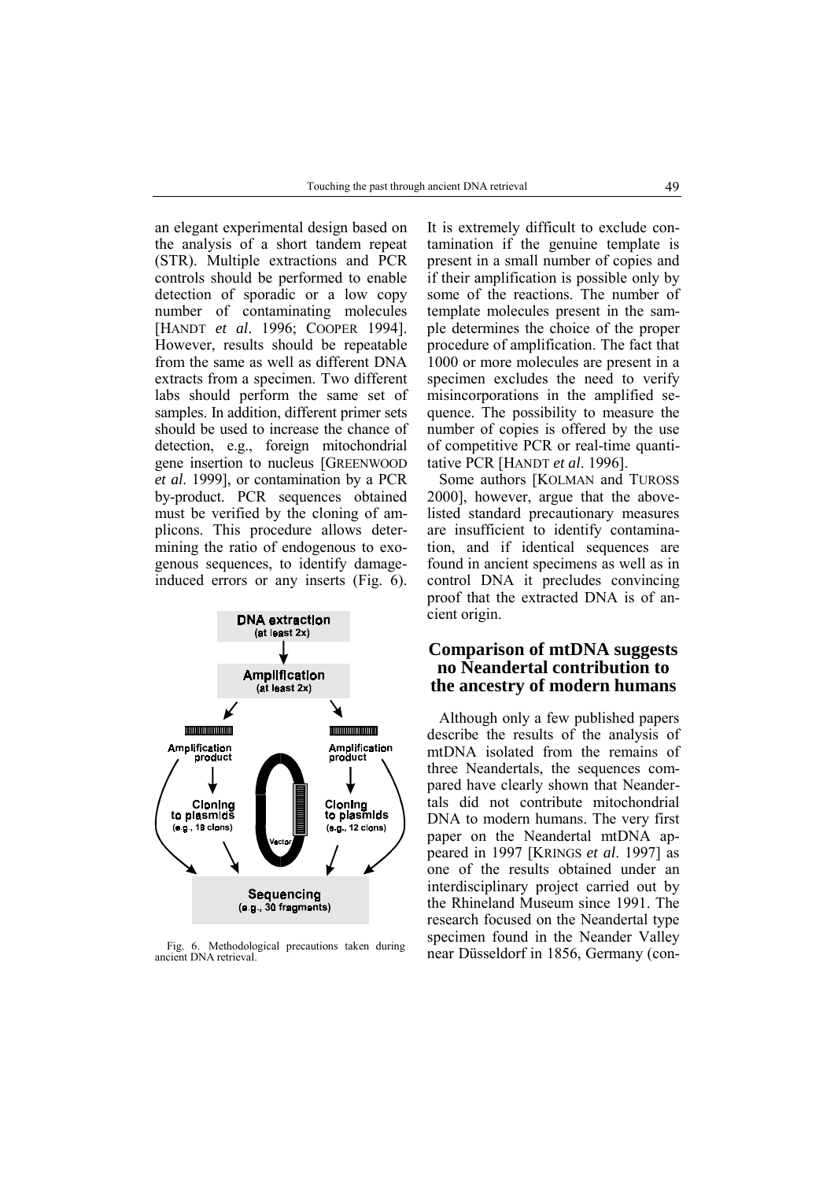an elegant experimental design based on the analysis of a short tandem repeat (STR). Multiple extractions and PCR controls should be performed to enable detection of sporadic or a low copy number of contaminating molecules [HANDT *et al*. 1996; COOPER 1994]. However, results should be repeatable from the same as well as different DNA extracts from a specimen. Two different labs should perform the same set of samples. In addition, different primer sets should be used to increase the chance of detection, e.g., foreign mitochondrial gene insertion to nucleus [GREENWOOD *et al*. 1999], or contamination by a PCR by-product. PCR sequences obtained must be verified by the cloning of amplicons. This procedure allows determining the ratio of endogenous to exogenous sequences, to identify damage-induced errors or any inserts (Fig. 6).

Fig. 6. Methodological precautions taken during ancient DNA retrieval.

It is extremely difficult to exclude contamination if the genuine template is present in a small number of copies and if their amplification is possible only by some of the reactions. The number of template molecules present in the sample determines the choice of the proper procedure of amplification. The fact that 1000 or more molecules are present in a specimen excludes the need to verify misincorporations in the amplified sequence. The possibility to measure the number of copies is offered by the use of competitive PCR or real-time quantitative PCR [HANDT *et al*. 1996].

Some authors [KOLMAN and TUROSS 2000], however, argue that the above-listed standard precautionary measures are insufficient to identify contamination, and if identical sequences are found in ancient specimens as well as in control DNA it precludes convincing proof that the extracted DNA is of ancient origin.

## Comparison of mtDNA suggests no Neandertal contribution to the ancestry of modern humans

Although only a few published papers describe the results of the analysis of mtDNA isolated from the remains of three Neandertals, the sequences compared have clearly shown that Neandertals did not contribute mitochondrial DNA to modern humans. The very first paper on the Neandertal mtDNA appeared in 1997 [KRINGS *et al*. 1997] as one of the results obtained under an interdisciplinary project carried out by the Rhineland Museum since 1991. The research focused on the Neandertal type specimen found in the Neander Valley near Düsseldorf in 1856, Germany (con-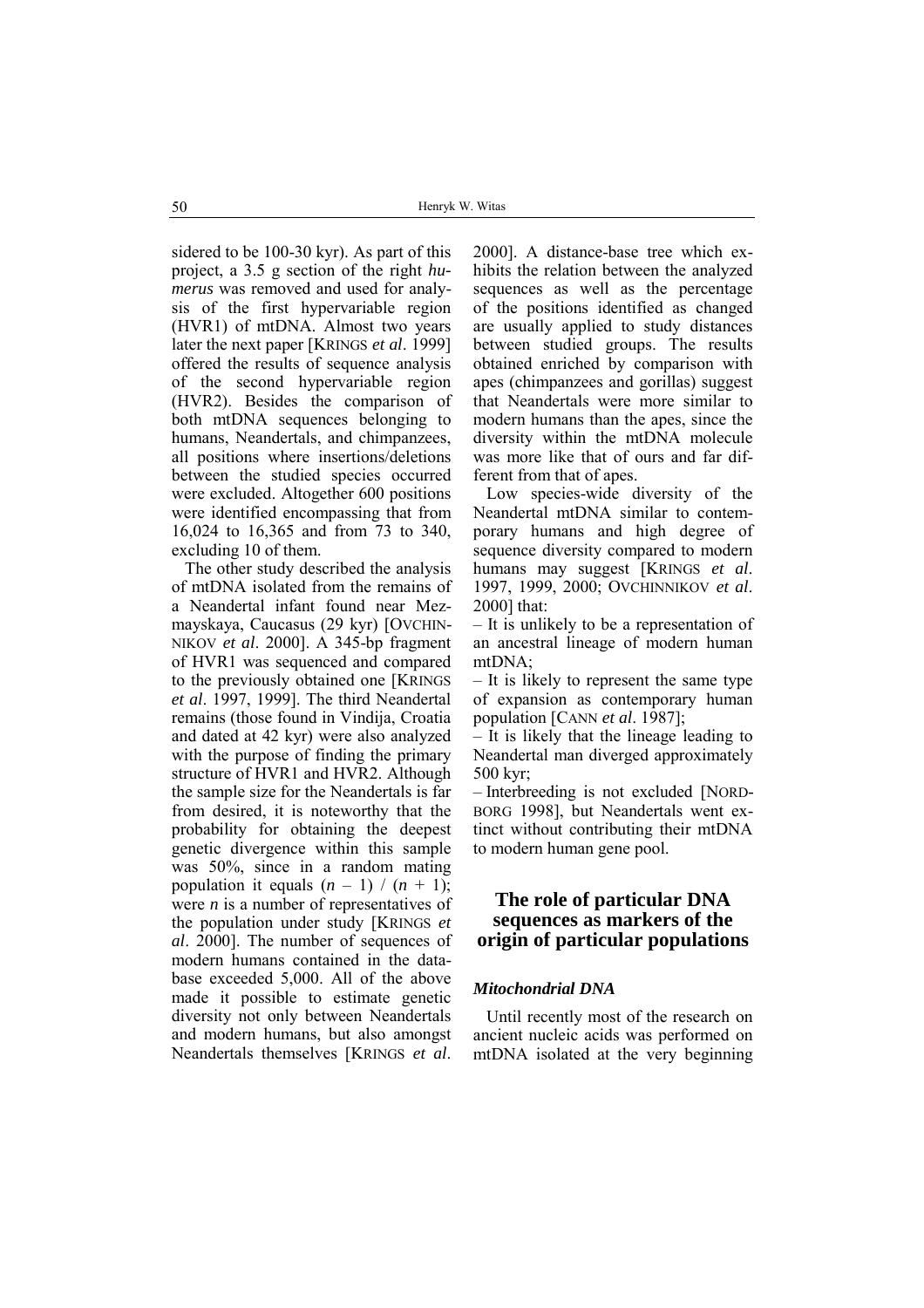sidered to be 100-30 kyr). As part of this project, a 3.5 g section of the right *humerus* was removed and used for analysis of the first hypervariable region (HVR1) of mtDNA. Almost two years later the next paper [KRINGS *et al*. 1999] offered the results of sequence analysis of the second hypervariable region (HVR2). Besides the comparison of both mtDNA sequences belonging to humans, Neandertals, and chimpanzees, all positions where insertions/deletions between the studied species occurred were excluded. Altogether 600 positions were identified encompassing that from 16,024 to 16,365 and from 73 to 340, excluding 10 of them.

The other study described the analysis of mtDNA isolated from the remains of a Neandertal infant found near Mezmayskaya, Caucasus (29 kyr) [OVCHINNIKOV *et al*. 2000]. A 345-bp fragment of HVR1 was sequenced and compared to the previously obtained one [KRINGS *et al*. 1997, 1999]. The third Neandertal remains (those found in Vindija, Croatia and dated at 42 kyr) were also analyzed with the purpose of finding the primary structure of HVR1 and HVR2. Although the sample size for the Neandertals is far from desired, it is noteworthy that the probability for obtaining the deepest genetic divergence within this sample was 50%, since in a random mating population it equals $(n - 1) / (n + 1)$; were $n$ is a number of representatives of the population under study [KRINGS *et al*. 2000]. The number of sequences of modern humans contained in the database exceeded 5,000. All of the above made it possible to estimate genetic diversity not only between Neandertals and modern humans, but also amongst Neandertals themselves [KRINGS *et al*. 2000]. A distance-base tree which exhibits the relation between the analyzed sequences as well as the percentage of the positions identified as changed are usually applied to study distances between studied groups. The results obtained enriched by comparison with apes (chimpanzees and gorillas) suggest that Neandertals were more similar to modern humans than the apes, since the diversity within the mtDNA molecule was more like that of ours and far different from that of apes.

Low species-wide diversity of the Neandertal mtDNA similar to contemporary humans and high degree of sequence diversity compared to modern humans may suggest [KRINGS *et al*. 1997, 1999, 2000; OVCHINNIKOV *et al*. 2000] that:

– It is unlikely to be a representation of an ancestral lineage of modern human mtDNA;

– It is likely to represent the same type of expansion as contemporary human population [CANN *et al*. 1987];

– It is likely that the lineage leading to Neandertal man diverged approximately 500 kyr;

– Interbreeding is not excluded [NORDBORG 1998], but Neandertals went extinct without contributing their mtDNA to modern human gene pool.

## The role of particular DNA sequences as markers of the origin of particular populations

### *Mitochondrial DNA*

Until recently most of the research on ancient nucleic acids was performed on mtDNA isolated at the very beginning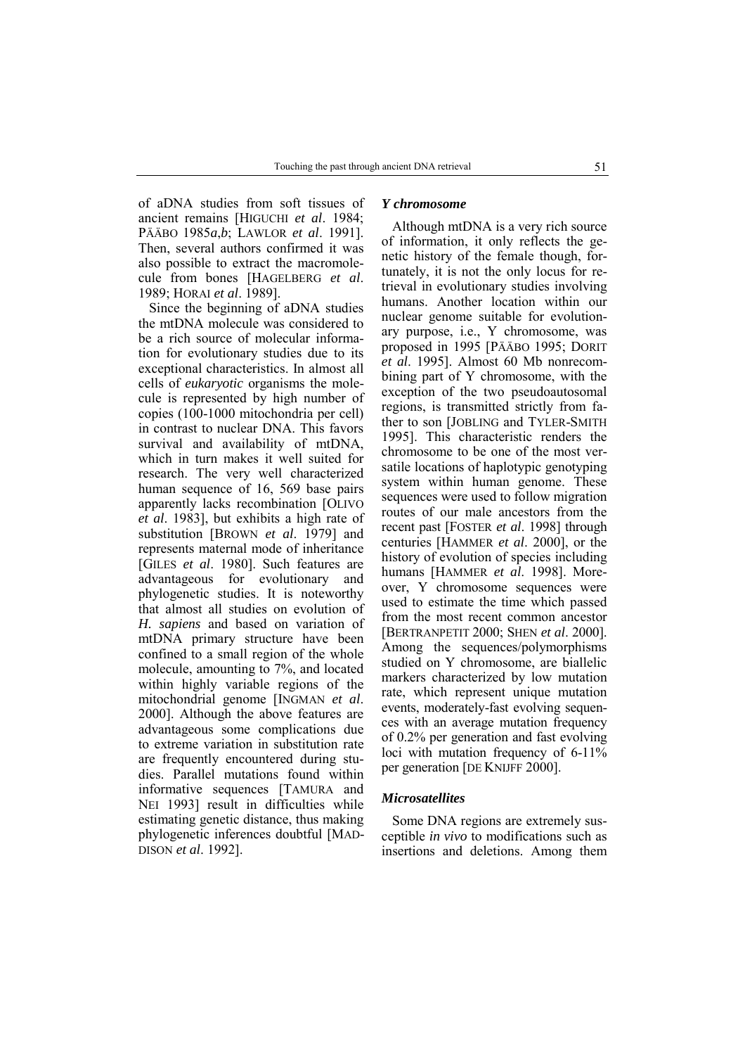of aDNA studies from soft tissues of ancient remains [HIGUCHI *et al*. 1984; PÄÄBO 1985*a*,*b*; LAWLOR *et al*. 1991]. Then, several authors confirmed it was also possible to extract the macromolecule from bones [HAGELBERG *et al*. 1989; HORAI *et al*. 1989].

Since the beginning of aDNA studies the mtDNA molecule was considered to be a rich source of molecular information for evolutionary studies due to its exceptional characteristics. In almost all cells of *eukaryotic* organisms the molecule is represented by high number of copies (100-1000 mitochondria per cell) in contrast to nuclear DNA. This favors survival and availability of mtDNA, which in turn makes it well suited for research. The very well characterized human sequence of 16, 569 base pairs apparently lacks recombination [OLIVO *et al*. 1983], but exhibits a high rate of substitution [BROWN *et al*. 1979] and represents maternal mode of inheritance [GILES *et al*. 1980]. Such features are advantageous for evolutionary and phylogenetic studies. It is noteworthy that almost all studies on evolution of *H. sapiens* and based on variation of mtDNA primary structure have been confined to a small region of the whole molecule, amounting to 7%, and located within highly variable regions of the mitochondrial genome [INGMAN *et al*. 2000]. Although the above features are advantageous some complications due to extreme variation in substitution rate are frequently encountered during studies. Parallel mutations found within informative sequences [TAMURA and NEI 1993] result in difficulties while estimating genetic distance, thus making phylogenetic inferences doubtful [MADDISON *et al*. 1992].

### *Y chromosome*

Although mtDNA is a very rich source of information, it only reflects the genetic history of the female though, fortunately, it is not the only locus for retrieval in evolutionary studies involving humans. Another location within our nuclear genome suitable for evolutionary purpose, i.e., Y chromosome, was proposed in 1995 [PÄÄBO 1995; DORIT *et al*. 1995]. Almost 60 Mb nonrecombining part of Y chromosome, with the exception of the two pseudoautosomal regions, is transmitted strictly from father to son [JOBLING and TYLER-SMITH 1995]. This characteristic renders the chromosome to be one of the most versatile locations of haplotypic genotyping system within human genome. These sequences were used to follow migration routes of our male ancestors from the recent past [FOSTER *et al*. 1998] through centuries [HAMMER *et al*. 2000], or the history of evolution of species including humans [HAMMER *et al*. 1998]. Moreover, Y chromosome sequences were used to estimate the time which passed from the most recent common ancestor [BERTRANPETIT 2000; SHEN *et al*. 2000]. Among the sequences/polymorphisms studied on Y chromosome, are biallelic markers characterized by low mutation rate, which represent unique mutation events, moderately-fast evolving sequences with an average mutation frequency of 0.2% per generation and fast evolving loci with mutation frequency of 6-11% per generation [DE KNIJFF 2000].

### *Microsatellites*

Some DNA regions are extremely susceptible *in vivo* to modifications such as insertions and deletions. Among them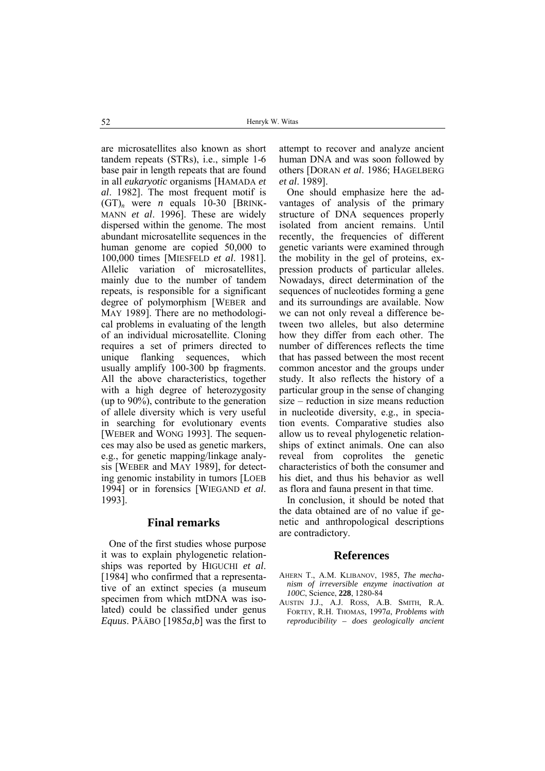are microsatellites also known as short tandem repeats (STRs), i.e., simple 1-6 base pair in length repeats that are found in all *eukaryotic* organisms [HAMADA *et al*. 1982]. The most frequent motif is $(GT)_n$ were *n* equals 10-30 [BRINKMANN *et al*. 1996]. These are widely dispersed within the genome. The most abundant microsatellite sequences in the human genome are copied 50,000 to 100,000 times [MIESFELD *et al*. 1981]. Allelic variation of microsatellites, mainly due to the number of tandem repeats, is responsible for a significant degree of polymorphism [WEBER and MAY 1989]. There are no methodological problems in evaluating of the length of an individual microsatellite. Cloning requires a set of primers directed to unique flanking sequences, which usually amplify 100-300 bp fragments. All the above characteristics, together with a high degree of heterozygosity (up to 90%), contribute to the generation of allele diversity which is very useful in searching for evolutionary events [WEBER and WONG 1993]. The sequences may also be used as genetic markers, e.g., for genetic mapping/linkage analysis [WEBER and MAY 1989], for detecting genomic instability in tumors [LOEB 1994] or in forensics [WIEGAND *et al*. 1993].

## Final remarks

One of the first studies whose purpose it was to explain phylogenetic relationships was reported by HIGUCHI *et al*. [1984] who confirmed that a representative of an extinct species (a museum specimen from which mtDNA was isolated) could be classified under genus *Equus*. PÄÄBO [1985*a*,*b*] was the first to attempt to recover and analyze ancient human DNA and was soon followed by others [DORAN *et al*. 1986; HAGELBERG *et al*. 1989].

One should emphasize here the advantages of analysis of the primary structure of DNA sequences properly isolated from ancient remains. Until recently, the frequencies of different genetic variants were examined through the mobility in the gel of proteins, expression products of particular alleles. Nowadays, direct determination of the sequences of nucleotides forming a gene and its surroundings are available. Now we can not only reveal a difference between two alleles, but also determine how they differ from each other. The number of differences reflects the time that has passed between the most recent common ancestor and the groups under study. It also reflects the history of a particular group in the sense of changing size – reduction in size means reduction in nucleotide diversity, e.g., in speciation events. Comparative studies also allow us to reveal phylogenetic relationships of extinct animals. One can also reveal from coprolites the genetic characteristics of both the consumer and his diet, and thus his behavior as well as flora and fauna present in that time.

In conclusion, it should be noted that the data obtained are of no value if genetic and anthropological descriptions are contradictory.

## References

AHERN T., A.M. KLIBANOV, 1985, *The mechanism of irreversible enzyme inactivation at 100C*, Science, **228**, 1280-84

AUSTIN J.J., A.J. ROSS, A.B. SMITH, R.A. FORTEY, R.H. THOMAS, 1997*a*, *Problems with reproducibility – does geologically ancient*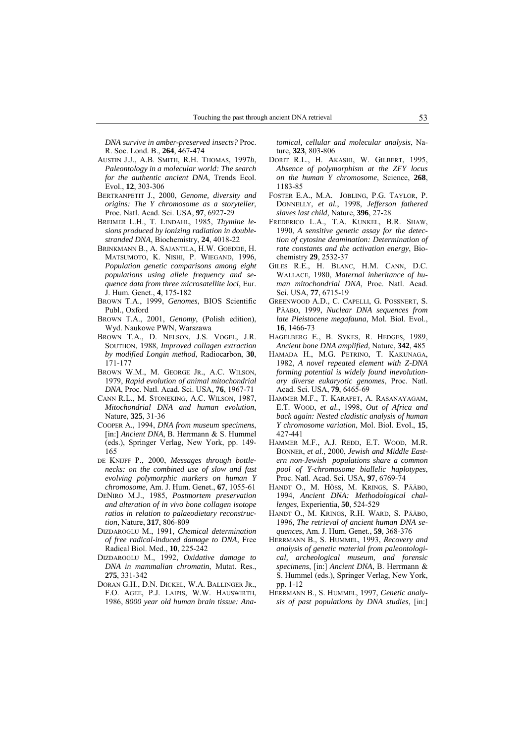*DNA survive in amber-preserved insects?* Proc. R. Soc. Lond. B., **264**, 467-474

AUSTIN J.J., A.B. SMITH, R.H. THOMAS, 1997*b*, *Paleontology in a molecular world: The search for the authentic ancient DNA*, Trends Ecol. Evol., **12**, 303-306

BERTRANPETIT J., 2000, *Genome, diversity and origins: The Y chromosome as a storyteller*, Proc. Natl. Acad. Sci. USA, **97**, 6927-29

BREIMER L.H., T. LINDAHL, 1985, *Thymine lesions produced by ionizing radiation in double-stranded DNA*, Biochemistry, **24**, 4018-22

BRINKMANN B., A. SAJANTILA, H.W. GOEDDE, H. MATSUMOTO, K. NISHI, P. WIEGAND, 1996, *Population genetic comparisons among eight populations using allele frequency and sequence data from three microsatellite loci*, Eur. J. Hum. Genet., **4**, 175-182

BROWN T.A., 1999, *Genomes*, BIOS Scientific Publ., Oxford

BROWN T.A., 2001, *Genomy*, (Polish edition), Wyd. Naukowe PWN, Warszawa

BROWN T.A., D. NELSON, J.S. VOGEL, J.R. SOUTHON, 1988, *Improved collagen extraction by modified Longin method*, Radiocarbon, **30**, 171-177

BROWN W.M., M. GEORGE JR., A.C. WILSON, 1979, *Rapid evolution of animal mitochondrial DNA*, Proc. Natl. Acad. Sci. USA, **76**, 1967-71

CANN R.L., M. STONEKING, A.C. WILSON, 1987, *Mitochondrial DNA and human evolution*, Nature, **325**, 31-36

COOPER A., 1994, *DNA from museum specimens*, [in:] *Ancient DNA*, B. Herrmann & S. Hummel (eds.), Springer Verlag, New York, pp. 149-165

DE KNIJFF P., 2000, *Messages through bottlenecks: on the combined use of slow and fast evolving polymorphic markers on human Y chromosome*, Am. J. Hum. Genet., **67**, 1055-61

DENIRO M.J., 1985, *Postmortem preservation and alteration of in vivo bone collagen isotope ratios in relation to palaeodietary reconstruction*, Nature, **317**, 806-809

DIZDAROGLU M., 1991, *Chemical determination of free radical-induced damage to DNA*, Free Radical Biol. Med., **10**, 225-242

DIZDAROGLU M., 1992, *Oxidative damage to DNA in mammalian chromatin*, Mutat. Res., **275**, 331-342

DORAN G.H., D.N. DICKEL, W.A. BALLINGER JR., F.O. AGEE, P.J. LAIPIS, W.W. HAUSWIRTH, 1986, *8000 year old human brain tissue: Anatomical, cellular and molecular analysis*, Nature, **323**, 803-806

DORIT R.L., H. AKASHI, W. GILBERT, 1995, *Absence of polymorphism at the ZFY locus on the human Y chromosome*, Science, **268**, 1183-85

FOSTER E.A., M.A. JOBLING, P.G. TAYLOR, P. DONNELLY, *et al.*, 1998, *Jefferson fathered slaves last child*, Nature, **396**, 27-28

FREDERICO L.A., T.A. KUNKEL, B.R. SHAW, 1990, *A sensitive genetic assay for the detection of cytosine deamination: Determination of rate constants and the activation energy*, Biochemistry **29**, 2532-37

GILES R.E., H. BLANC, H.M. CANN, D.C. WALLACE, 1980, *Maternal inheritance of human mitochondrial DNA*, Proc. Natl. Acad. Sci. USA, **77**, 6715-19

GREENWOOD A.D., C. CAPELLI, G. POSSNERT, S. PÄÄBO, 1999, *Nuclear DNA sequences from late Pleistocene megafauna*, Mol. Biol. Evol., **16**, 1466-73

HAGELBERG E., B. SYKES, R. HEDGES, 1989, *Ancient bone DNA amplified*, Nature, **342**, 485

HAMADA H., M.G. PETRINO, T. KAKUNAGA, 1982, *A novel repeated element with Z-DNA forming potential is widely found inevolutionary diverse eukaryotic genomes*, Proc. Natl. Acad. Sci. USA, **79**, 6465-69

HAMMER M.F., T. KARAFET, A. RASANAYAGAM, E.T. WOOD, *et al.*, 1998, *Out of Africa and back again: Nested cladistic analysis of human Y chromosome variation*, Mol. Biol. Evol., **15**, 427-441

HAMMER M.F., A.J. REDD, E.T. WOOD, M.R. BONNER, *et al.*, 2000, *Jewish and Middle Eastern non-Jewish populations share a common pool of Y-chromosome biallelic haplotypes*, Proc. Natl. Acad. Sci. USA, **97**, 6769-74

HANDT O., M. HÖSS, M. KRINGS, S. PÄÄBO, 1994, *Ancient DNA: Methodological challenges*, Experientia, **50**, 524-529

HANDT O., M. KRINGS, R.H. WARD, S. PÄÄBO, 1996, *The retrieval of ancient human DNA sequences*, Am. J. Hum. Genet., **59**, 368-376

HERRMANN B., S. HUMMEL, 1993, *Recovery and analysis of genetic material from paleontological, archeological museum, and forensic specimens*, [in:] *Ancient DNA*, B. Herrmann & S. Hummel (eds.), Springer Verlag, New York, pp. 1-12

HERRMANN B., S. HUMMEL, 1997, *Genetic analysis of past populations by DNA studies*, [in:]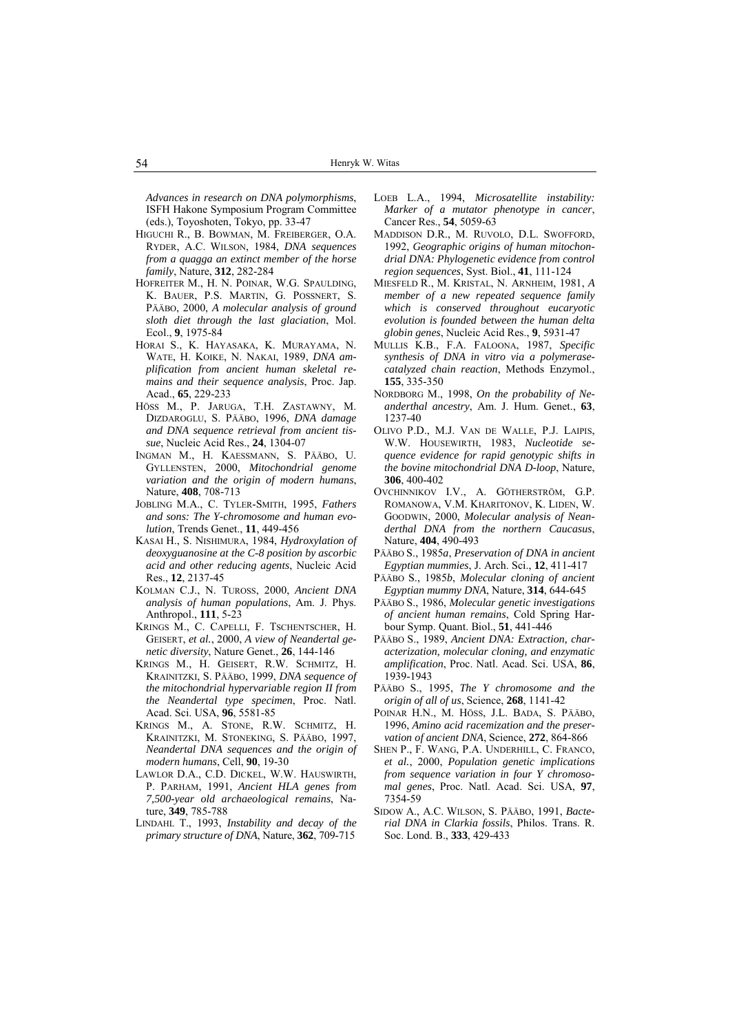*Advances in research on DNA polymorphisms*, ISFH Hakone Symposium Program Committee (eds.), Toyoshoten, Tokyo, pp. 33-47

HIGUCHI R., B. BOWMAN, M. FREIBERGER, O.A. RYDER, A.C. WILSON, 1984, *DNA sequences from a quagga an extinct member of the horse family*, Nature, **312**, 282-284

HOFREITER M., H. N. POINAR, W.G. SPAULDING, K. BAUER, P.S. MARTIN, G. POSSNERT, S. PÄÄBO, 2000, *A molecular analysis of ground sloth diet through the last glaciation*, Mol. Ecol., **9**, 1975-84

HORAI S., K. HAYASAKA, K. MURAYAMA, N. WATE, H. KOIKE, N. NAKAI, 1989, *DNA amplification from ancient human skeletal remains and their sequence analysis*, Proc. Jap. Acad., **65**, 229-233

HÖSS M., P. JARUGA, T.H. ZASTAWNY, M. DIZDAROGLU, S. PÄÄBO, 1996, *DNA damage and DNA sequence retrieval from ancient tissue*, Nucleic Acid Res., **24**, 1304-07

INGMAN M., H. KAESSMANN, S. PÄÄBO, U. GYLLENSTEN, 2000, *Mitochondrial genome variation and the origin of modern humans*, Nature, **408**, 708-713

JOBLING M.A., C. TYLER-SMITH, 1995, *Fathers and sons: The Y-chromosome and human evolution*, Trends Genet., **11**, 449-456

KASAI H., S. NISHIMURA, 1984, *Hydroxylation of deoxyguanosine at the C-8 position by ascorbic acid and other reducing agents*, Nucleic Acid Res., **12**, 2137-45

KOLMAN C.J., N. TUROSS, 2000, *Ancient DNA analysis of human populations*, Am. J. Phys. Anthropol., **111**, 5-23

KRINGS M., C. CAPELLI, F. TSCHENTSCHER, H. GEISERT, *et al.*, 2000, *A view of Neandertal genetic diversity*, Nature Genet., **26**, 144-146

KRINGS M., H. GEISERT, R.W. SCHMITZ, H. KRAINITZKI, S. PÄÄBO, 1999, *DNA sequence of the mitochondrial hypervariable region II from the Neandertal type specimen*, Proc. Natl. Acad. Sci. USA, **96**, 5581-85

KRINGS M., A. STONE, R.W. SCHMITZ, H. KRAINITZKI, M. STONEKING, S. PÄÄBO, 1997, *Neandertal DNA sequences and the origin of modern humans*, Cell, **90**, 19-30

LAWLOR D.A., C.D. DICKEL, W.W. HAUSWIRTH, P. PARHAM, 1991, *Ancient HLA genes from 7,500-year old archaeological remains*, Nature, **349**, 785-788

LINDAHL T., 1993, *Instability and decay of the primary structure of DNA*, Nature, **362**, 709-715

LOEB L.A., 1994, *Microsatellite instability: Marker of a mutator phenotype in cancer*, Cancer Res., **54**, 5059-63

MADDISON D.R., M. RUVOLO, D.L. SWOFFORD, 1992, *Geographic origins of human mitochondrial DNA: Phylogenetic evidence from control region sequences*, Syst. Biol., **41**, 111-124

MIESFELD R., M. KRISTAL, N. ARNHEIM, 1981, *A member of a new repeated sequence family which is conserved throughout eucaryotic evolution is founded between the human delta globin genes*, Nucleic Acid Res., **9**, 5931-47

MULLIS K.B., F.A. FALOONA, 1987, *Specific synthesis of DNA in vitro via a polymerase-catalyzed chain reaction*, Methods Enzymol., **155**, 335-350

NORDBORG M., 1998, *On the probability of Neanderthal ancestry*, Am. J. Hum. Genet., **63**, 1237-40

OLIVO P.D., M.J. VAN DE WALLE, P.J. LAIPIS, W.W. HOUSEWIRTH, 1983, *Nucleotide sequence evidence for rapid genotypic shifts in the bovine mitochondrial DNA D-loop*, Nature, **306**, 400-402

OVCHINNIKOV I.V., A. GÖTHERSTRÖM, G.P. ROMANOWA, V.M. KHARITONOV, K. LIDEN, W. GOODWIN, 2000, *Molecular analysis of Neanderthal DNA from the northern Caucasus*, Nature, **404**, 490-493

PÄÄBO S., 1985*a*, *Preservation of DNA in ancient Egyptian mummies*, J. Arch. Sci., **12**, 411-417

PÄÄBO S., 1985*b*, *Molecular cloning of ancient Egyptian mummy DNA*, Nature, **314**, 644-645

PÄÄBO S., 1986, *Molecular genetic investigations of ancient human remains*, Cold Spring Harbour Symp. Quant. Biol., **51**, 441-446

PÄÄBO S., 1989, *Ancient DNA: Extraction, characterization, molecular cloning, and enzymatic amplification*, Proc. Natl. Acad. Sci. USA, **86**, 1939-1943

PÄÄBO S., 1995, *The Y chromosome and the origin of all of us*, Science, **268**, 1141-42

POINAR H.N., M. HÖSS, J.L. BADA, S. PÄÄBO, 1996, *Amino acid racemization and the preservation of ancient DNA*, Science, **272**, 864-866

SHEN P., F. WANG, P.A. UNDERHILL, C. FRANCO, *et al.*, 2000, *Population genetic implications from sequence variation in four Y chromosomal genes*, Proc. Natl. Acad. Sci. USA, **97**, 7354-59

SIDOW A., A.C. WILSON, S. PÄÄBO, 1991, *Bacterial DNA in Clarkia fossils*, Philos. Trans. R. Soc. Lond. B., **333**, 429-433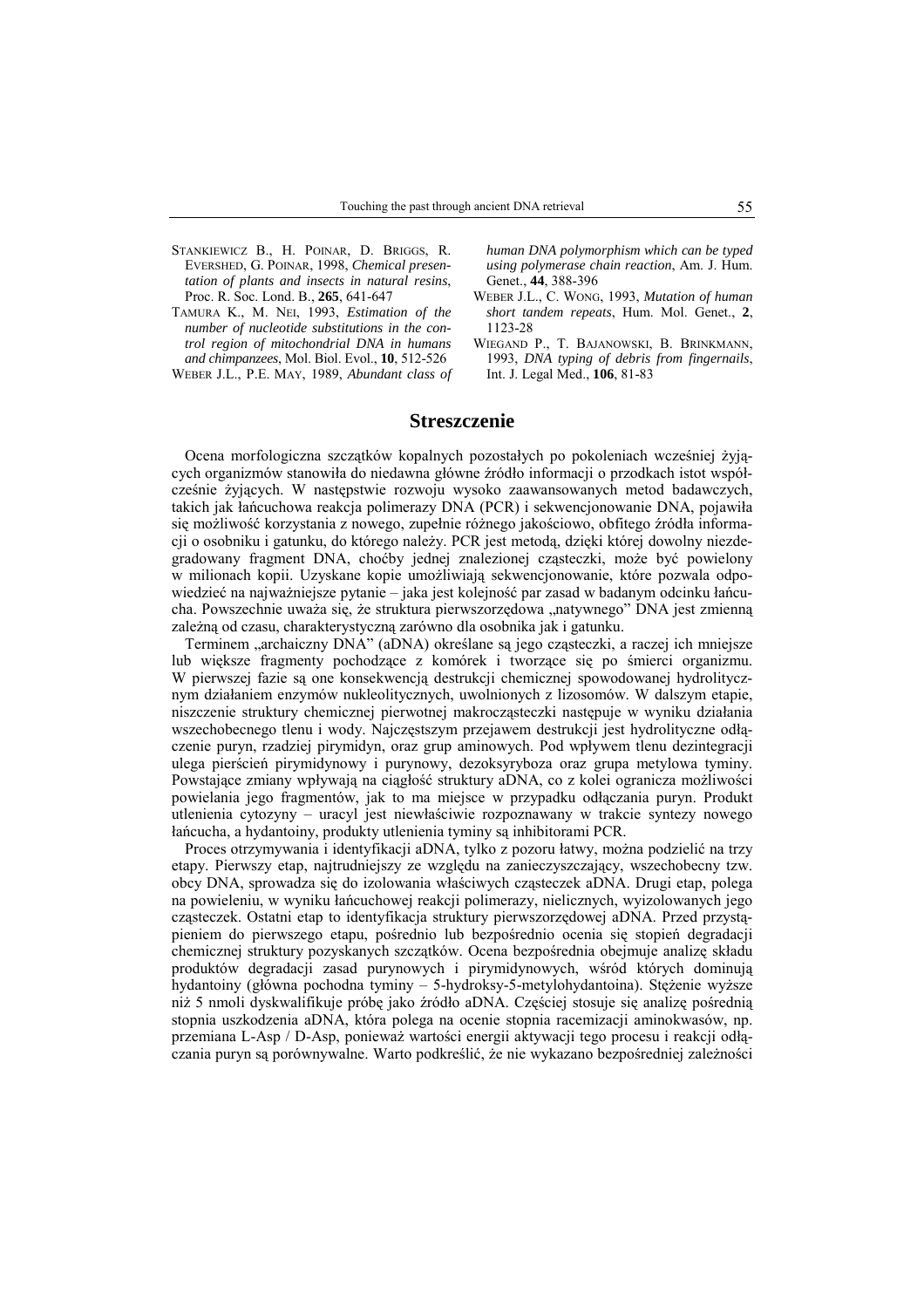STANKIEWICZ B., H. POINAR, D. BRIGGS, R. EVERSHED, G. POINAR, 1998, *Chemical presentation of plants and insects in natural resins*, Proc. R. Soc. Lond. B., **265**, 641-647

TAMURA K., M. NEI, 1993, *Estimation of the number of nucleotide substitutions in the control region of mitochondrial DNA in humans and chimpanzees*, Mol. Biol. Evol., **10**, 512-526

WEBER J.L., P.E. MAY, 1989, *Abundant class of human DNA polymorphism which can be typed using polymerase chain reaction*, Am. J. Hum. Genet., **44**, 388-396

WEBER J.L., C. WONG, 1993, *Mutation of human short tandem repeats*, Hum. Mol. Genet., **2**, 1123-28

WIEGAND P., T. BAJANOWSKI, B. BRINKMANN, 1993, *DNA typing of debris from fingernails*, Int. J. Legal Med., **106**, 81-83

## Streszczenie

Ocena morfologiczna szczątków kopalnych pozostałych po pokoleniach wcześniej żyjących organizmów stanowiła do niedawna główne źródło informacji o przodkach istot współcześnie żyjących. W następstwie rozwoju wysoko zaawansowanych metod badawczych, takich jak łańcuchowa reakcja polimerazy DNA (PCR) i sekwencjonowanie DNA, pojawiła się możliwość korzystania z nowego, zupełnie różnego jakościowo, obfitego źródła informacji o osobniku i gatunku, do którego należy. PCR jest metodą, dzięki której dowolny niezdegradowany fragment DNA, choćby jednej znalezionej cząsteczki, może być powielony w milionach kopii. Uzyskane kopie umożliwiają sekwencjonowanie, które pozwala odpowiedzieć na najważniejsze pytanie – jaka jest kolejność par zasad w badanym odcinku łańcucha. Powszechnie uważa się, że struktura pierwszorzędowa „natywnego" DNA jest zmienną zależną od czasu, charakterystyczną zarówno dla osobnika jak i gatunku.

Terminem „archaiczny DNA" (aDNA) określane są jego cząsteczki, a raczej ich mniejsze lub większe fragmenty pochodzące z komórek i tworzące się po śmierci organizmu. W pierwszej fazie są one konsekwencją destrukcji chemicznej spowodowanej hydrolitycznym działaniem enzymów nukleolitycznych, uwolnionych z lizosomów. W dalszym etapie, niszczenie struktury chemicznej pierwotnej makrocząsteczki następuje w wyniku działania wszechobecnego tlenu i wody. Najczęstszym przejawem destrukcji jest hydrolityczne odłączenie puryn, rzadziej pirymidyn, oraz grup aminowych. Pod wpływem tlenu dezintegracji ulega pierścień pirymidynowy i purynowy, dezoksyryboza oraz grupa metylowa tyminy. Powstające zmiany wpływają na ciągłość struktury aDNA, co z kolei ogranicza możliwości powielania jego fragmentów, jak to ma miejsce w przypadku odłączania puryn. Produkt utlenienia cytozyny – uracyl jest niewłaściwie rozpoznawany w trakcie syntezy nowego łańcucha, a hydantoiny, produkty utlenienia tyminy są inhibitorami PCR.

Proces otrzymywania i identyfikacji aDNA, tylko z pozoru łatwy, można podzielić na trzy etapy. Pierwszy etap, najtrudniejszy ze względu na zanieczyszczający, wszechobecny tzw. obcy DNA, sprowadza się do izolowania właściwych cząsteczek aDNA. Drugi etap, polega na powieleniu, w wyniku łańcuchowej reakcji polimerazy, nielicznych, wyizolowanych jego cząsteczek. Ostatni etap to identyfikacja struktury pierwszorzędowej aDNA. Przed przystąpieniem do pierwszego etapu, pośrednio lub bezpośrednio ocenia się stopień degradacji chemicznej struktury pozyskanych szczątków. Ocena bezpośrednia obejmuje analizę składu produktów degradacji zasad purynowych i pirymidynowych, wśród których dominują hydantoiny (główna pochodna tyminy – 5-hydroksy-5-metylohydantoina). Stężenie wyższe niż 5 nmoli dyskwalifikuje próbę jako źródło aDNA. Częściej stosuje się analizę pośrednią stopnia uszkodzenia aDNA, która polega na ocenie stopnia racemizacji aminokwasów, np. przemiana L-Asp / D-Asp, ponieważ wartości energii aktywacji tego procesu i reakcji odłączania puryn są porównywalne. Warto podkreślić, że nie wykazano bezpośredniej zależności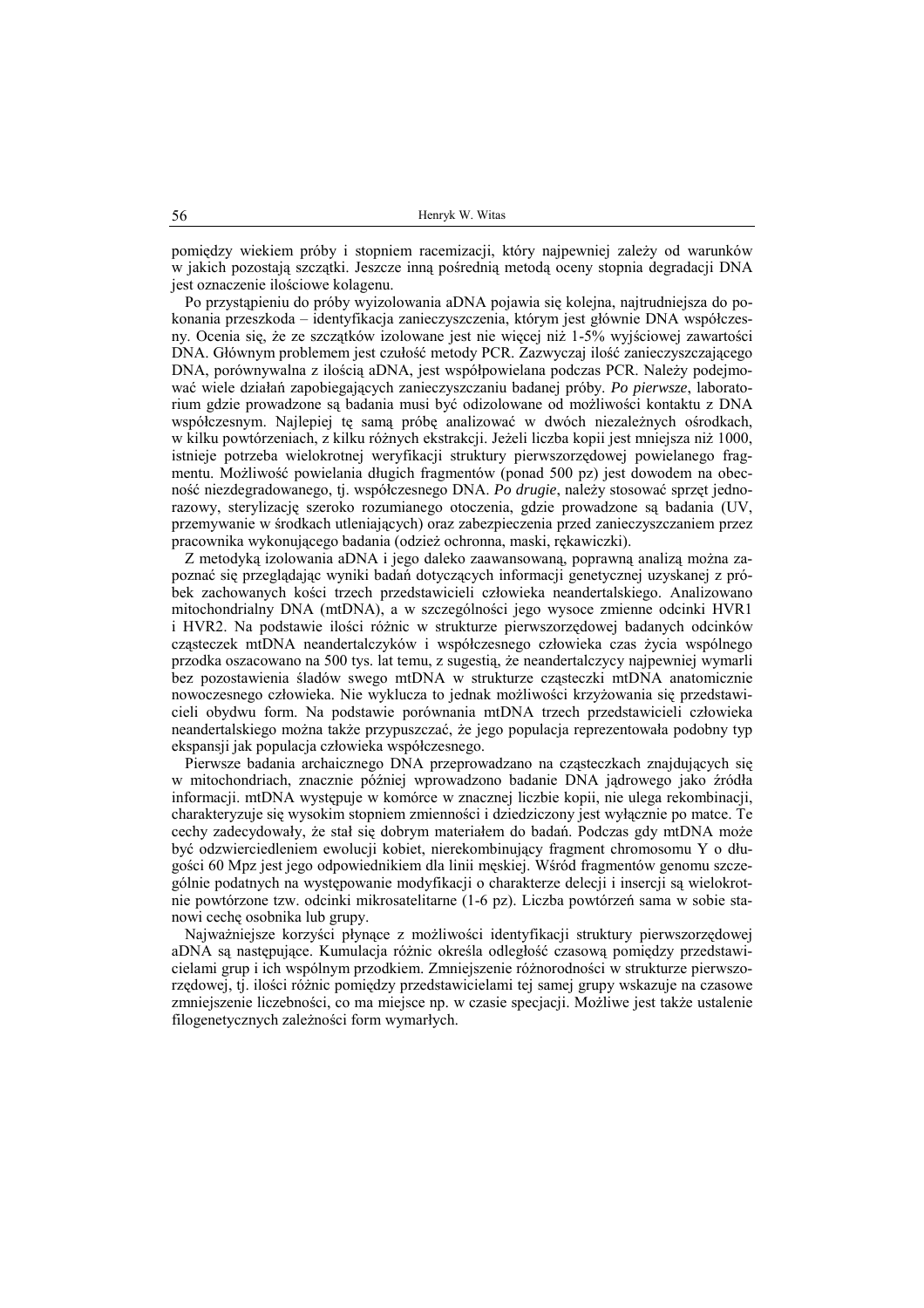pomiędzy wiekiem próby i stopniem racemizacji, który najpewniej zależy od warunków w jakich pozostają szczątki. Jeszcze inną pośrednią metodą oceny stopnia degradacji DNA jest oznaczenie ilościowe kolagenu.

Po przystąpieniu do próby wyizolowania aDNA pojawia się kolejna, najtrudniejsza do pokonania przeszkoda – identyfikacja zanieczyszczenia, którym jest głównie DNA współczesny. Ocenia się, że ze szczątków izolowane jest nie więcej niż 1-5% wyjściowej zawartości DNA. Głównym problemem jest czułość metody PCR. Zazwyczaj ilość zanieczyszczającego DNA, porównywalna z ilością aDNA, jest współpowielana podczas PCR. Należy podejmować wiele działań zapobiegających zanieczyszczaniu badanej próby. *Po pierwsze*, laboratorium gdzie prowadzone są badania musi być odizolowane od możliwości kontaktu z DNA współczesnym. Najlepiej tę samą próbę analizować w dwóch niezależnych ośrodkach, w kilku powtórzeniach, z kilku różnych ekstrakcji. Jeżeli liczba kopii jest mniejsza niż 1000, istnieje potrzeba wielokrotnej weryfikacji struktury pierwszorzędowej powielanego fragmentu. Możliwość powielania długich fragmentów (ponad 500 pz) jest dowodem na obecność niezdegradowanego, tj. współczesnego DNA. *Po drugie*, należy stosować sprzęt jednorazowy, sterylizację szeroko rozumianego otoczenia, gdzie prowadzone są badania (UV, przemywanie w środkach utleniających) oraz zabezpieczenia przed zanieczyszczaniem przez pracownika wykonującego badania (odzież ochronna, maski, rękawiczki).

Z metodyką izolowania aDNA i jego daleko zaawansowaną, poprawną analizą można zapoznać się przeglądając wyniki badań dotyczących informacji genetycznej uzyskanej z próbek zachowanych kości trzech przedstawicieli człowieka neandertalskiego. Analizowano mitochondrialny DNA (mtDNA), a w szczególności jego wysoce zmienne odcinki HVR1 i HVR2. Na podstawie ilości różnic w strukturze pierwszorzędowej badanych odcinków cząsteczek mtDNA neandertalczyków i współczesnego człowieka czas życia wspólnego przodka oszacowano na 500 tys. lat temu, z sugestią, że neandertalczycy najpewniej wymarli bez pozostawienia śladów swego mtDNA w strukturze cząsteczki mtDNA anatomicznie nowoczesnego człowieka. Nie wyklucza to jednak możliwości krzyżowania się przedstawicieli obydwu form. Na podstawie porównania mtDNA trzech przedstawicieli człowieka neandertalskiego można także przypuszczać, że jego populacja reprezentowała podobny typ ekspansji jak populacja człowieka współczesnego.

Pierwsze badania archaicznego DNA przeprowadzano na cząsteczkach znajdujących się w mitochondriach, znacznie później wprowadzono badanie DNA jądrowego jako źródła informacji. mtDNA występuje w komórce w znacznej liczbie kopii, nie ulega rekombinacji, charakteryzuje się wysokim stopniem zmienności i dziedziczony jest wyłącznie po matce. Te cechy zadecydowały, że stał się dobrym materiałem do badań. Podczas gdy mtDNA może być odzwierciedleniem ewolucji kobiet, nierekombinujący fragment chromosomu Y o długości 60 Mpz jest jego odpowiednikiem dla linii męskiej. Wśród fragmentów genomu szczególnie podatnych na występowanie modyfikacji o charakterze delecji i insercji są wielokrotnie powtórzone tzw. odcinki mikrosatelitarne (1-6 pz). Liczba powtórzeń sama w sobie stanowi cechę osobnika lub grupy.

Najważniejsze korzyści płynące z możliwości identyfikacji struktury pierwszorzędowej aDNA są następujące. Kumulacja różnic określa odległość czasową pomiędzy przedstawicielami grup i ich wspólnym przodkiem. Zmniejszenie różnorodności w strukturze pierwszorzędowej, tj. ilości różnic pomiędzy przedstawicielami tej samej grupy wskazuje na czasowe zmniejszenie liczebności, co ma miejsce np. w czasie specjacji. Możliwe jest także ustalenie filogenetycznych zależności form wymarłych.